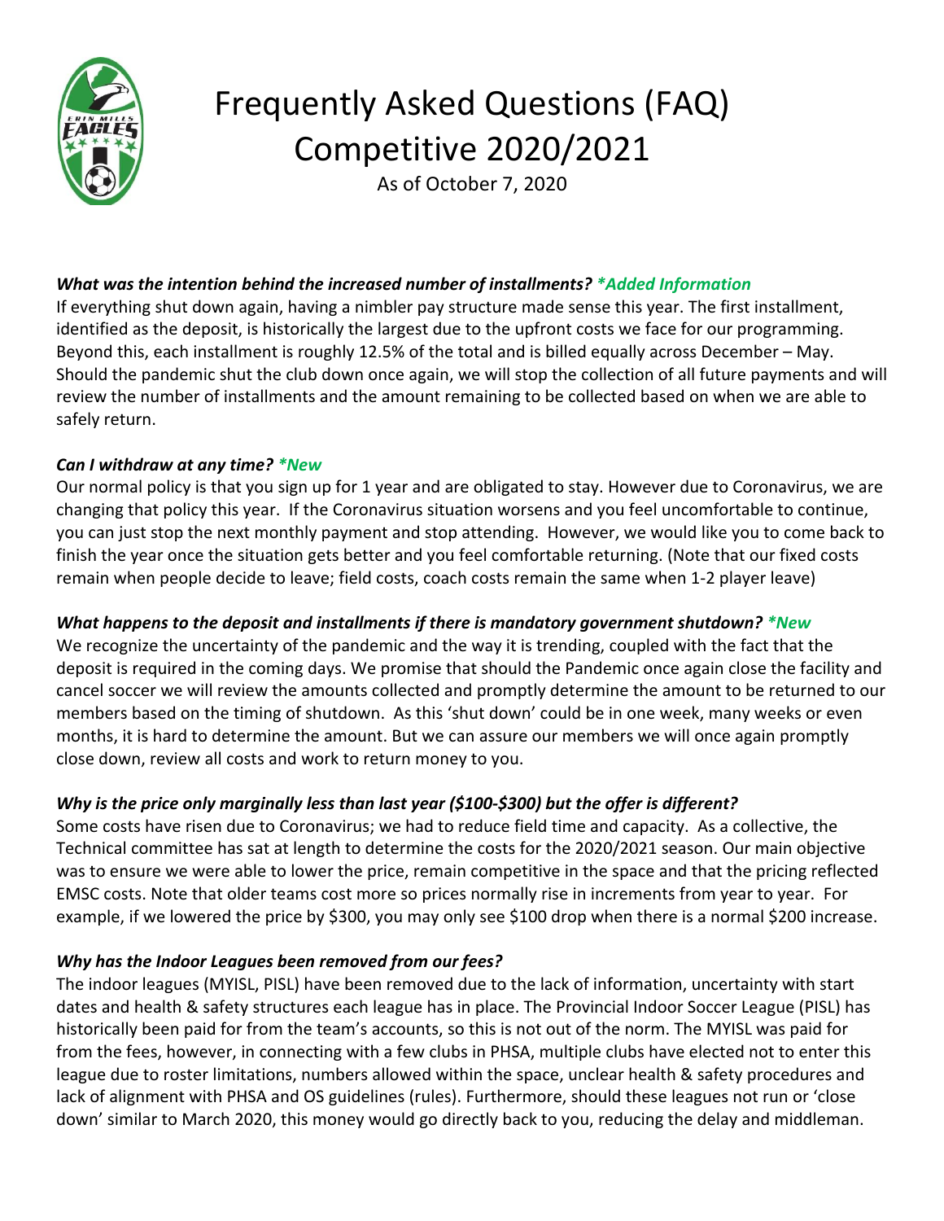# Frequently Asked Questions (FAQ) Competitive 2020/2021

As of October 7, 2020

***What was the intention behind the increased number of installments? \*Added Information***

If everything shut down again, having a nimbler pay structure made sense this year. The first installment, identified as the deposit, is historically the largest due to the upfront costs we face for our programming. Beyond this, each installment is roughly 12.5% of the total and is billed equally across December – May. Should the pandemic shut the club down once again, we will stop the collection of all future payments and will review the number of installments and the amount remaining to be collected based on when we are able to safely return.

***Can I withdraw at any time? \*New***

Our normal policy is that you sign up for 1 year and are obligated to stay. However due to Coronavirus, we are changing that policy this year. If the Coronavirus situation worsens and you feel uncomfortable to continue, you can just stop the next monthly payment and stop attending. However, we would like you to come back to finish the year once the situation gets better and you feel comfortable returning. (Note that our fixed costs remain when people decide to leave; field costs, coach costs remain the same when 1-2 player leave)

***What happens to the deposit and installments if there is mandatory government shutdown? \*New***

We recognize the uncertainty of the pandemic and the way it is trending, coupled with the fact that the deposit is required in the coming days. We promise that should the Pandemic once again close the facility and cancel soccer we will review the amounts collected and promptly determine the amount to be returned to our members based on the timing of shutdown. As this 'shut down' could be in one week, many weeks or even months, it is hard to determine the amount. But we can assure our members we will once again promptly close down, review all costs and work to return money to you.

***Why is the price only marginally less than last year ($100-$300) but the offer is different?***

Some costs have risen due to Coronavirus; we had to reduce field time and capacity. As a collective, the Technical committee has sat at length to determine the costs for the 2020/2021 season. Our main objective was to ensure we were able to lower the price, remain competitive in the space and that the pricing reflected EMSC costs. Note that older teams cost more so prices normally rise in increments from year to year. For example, if we lowered the price by $300, you may only see $100 drop when there is a normal $200 increase.

***Why has the Indoor Leagues been removed from our fees?***

The indoor leagues (MYISL, PISL) have been removed due to the lack of information, uncertainty with start dates and health & safety structures each league has in place. The Provincial Indoor Soccer League (PISL) has historically been paid for from the team's accounts, so this is not out of the norm. The MYISL was paid for from the fees, however, in connecting with a few clubs in PHSA, multiple clubs have elected not to enter this league due to roster limitations, numbers allowed within the space, unclear health & safety procedures and lack of alignment with PHSA and OS guidelines (rules). Furthermore, should these leagues not run or 'close down' similar to March 2020, this money would go directly back to you, reducing the delay and middleman.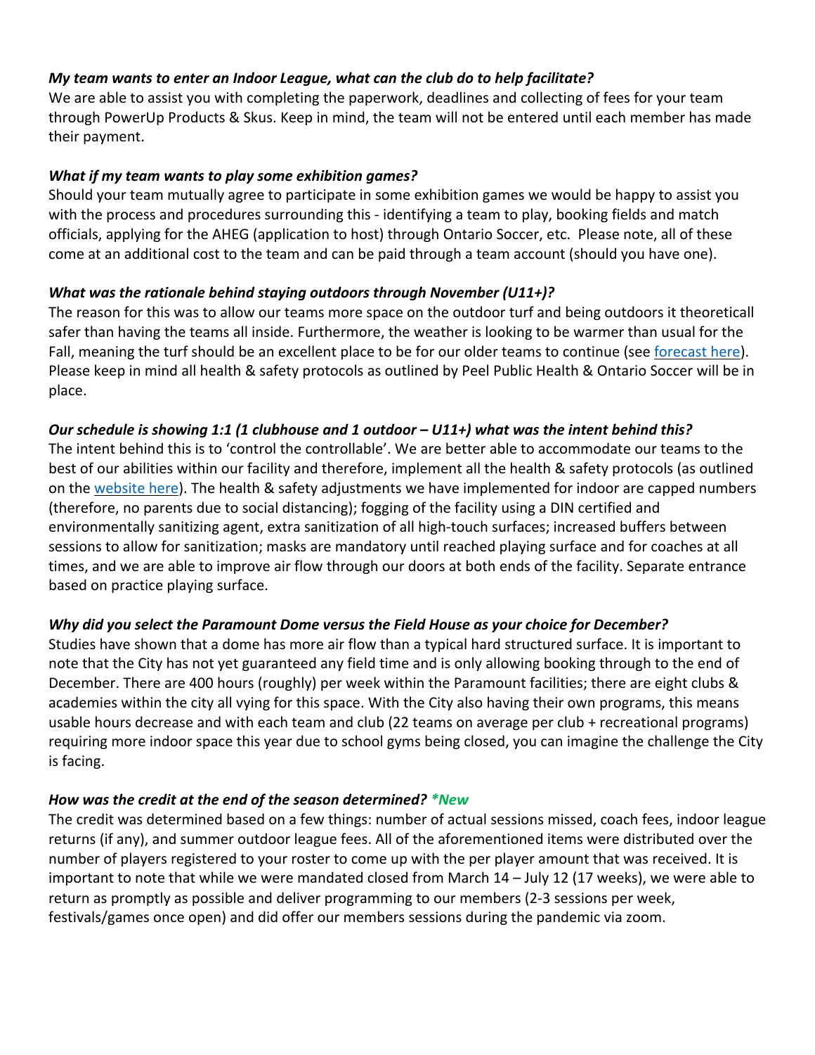***My team wants to enter an Indoor League, what can the club do to help facilitate?***

We are able to assist you with completing the paperwork, deadlines and collecting of fees for your team through PowerUp Products & Skus. Keep in mind, the team will not be entered until each member has made their payment.

***What if my team wants to play some exhibition games?***

Should your team mutually agree to participate in some exhibition games we would be happy to assist you with the process and procedures surrounding this - identifying a team to play, booking fields and match officials, applying for the AHEG (application to host) through Ontario Soccer, etc. Please note, all of these come at an additional cost to the team and can be paid through a team account (should you have one).

***What was the rationale behind staying outdoors through November (U11+)?***

The reason for this was to allow our teams more space on the outdoor turf and being outdoors it theoreticall safer than having the teams all inside. Furthermore, the weather is looking to be warmer than usual for the Fall, meaning the turf should be an excellent place to be for our older teams to continue (see forecast here). Please keep in mind all health & safety protocols as outlined by Peel Public Health & Ontario Soccer will be in place.

***Our schedule is showing 1:1 (1 clubhouse and 1 outdoor – U11+) what was the intent behind this?***

The intent behind this is to 'control the controllable'. We are better able to accommodate our teams to the best of our abilities within our facility and therefore, implement all the health & safety protocols (as outlined on the website here). The health & safety adjustments we have implemented for indoor are capped numbers (therefore, no parents due to social distancing); fogging of the facility using a DIN certified and environmentally sanitizing agent, extra sanitization of all high-touch surfaces; increased buffers between sessions to allow for sanitization; masks are mandatory until reached playing surface and for coaches at all times, and we are able to improve air flow through our doors at both ends of the facility. Separate entrance based on practice playing surface.

***Why did you select the Paramount Dome versus the Field House as your choice for December?***

Studies have shown that a dome has more air flow than a typical hard structured surface. It is important to note that the City has not yet guaranteed any field time and is only allowing booking through to the end of December. There are 400 hours (roughly) per week within the Paramount facilities; there are eight clubs & academies within the city all vying for this space. With the City also having their own programs, this means usable hours decrease and with each team and club (22 teams on average per club + recreational programs) requiring more indoor space this year due to school gyms being closed, you can imagine the challenge the City is facing.

***How was the credit at the end of the season determined? \*New***

The credit was determined based on a few things: number of actual sessions missed, coach fees, indoor league returns (if any), and summer outdoor league fees. All of the aforementioned items were distributed over the number of players registered to your roster to come up with the per player amount that was received. It is important to note that while we were mandated closed from March 14 – July 12 (17 weeks), we were able to return as promptly as possible and deliver programming to our members (2-3 sessions per week, festivals/games once open) and did offer our members sessions during the pandemic via zoom.